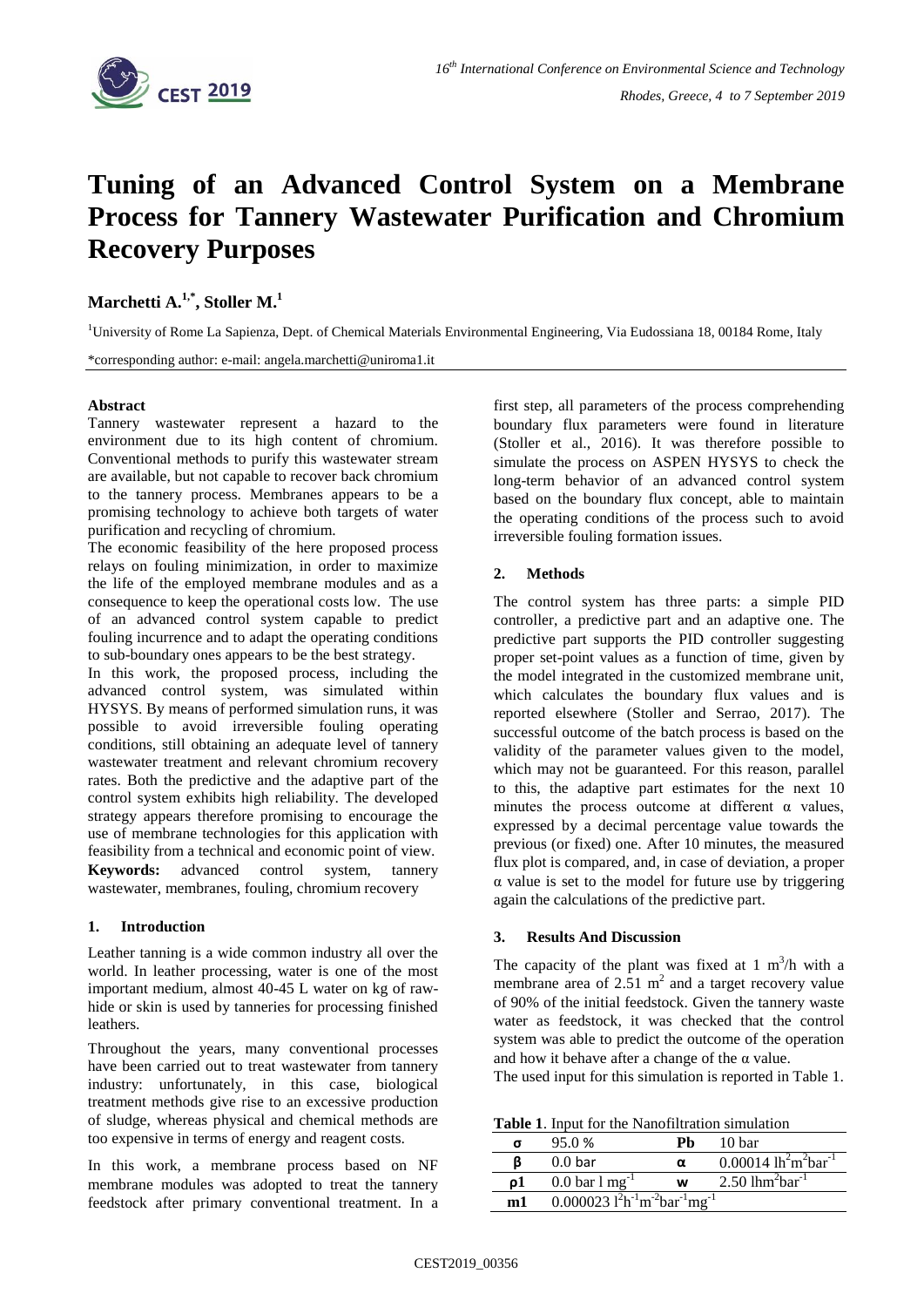# Tuning of an Advanced Control System on a Membrane Process for Tannery Wastewater Purification and Chromium Recovery Purposes

**Marchetti A.[1,*], Stoller M.[1]**

[1]University of Rome La Sapienza, Dept. of Chemical Materials Environmental Engineering, Via Eudossiana 18, 00184 Rome, Italy

*corresponding author: e-mail: angela.marchetti@uniroma1.it

**Abstract**

Tannery wastewater represent a hazard to the environment due to its high content of chromium. Conventional methods to purify this wastewater stream are available, but not capable to recover back chromium to the tannery process. Membranes appears to be a promising technology to achieve both targets of water purification and recycling of chromium.

The economic feasibility of the here proposed process relays on fouling minimization, in order to maximize the life of the employed membrane modules and as a consequence to keep the operational costs low. The use of an advanced control system capable to predict fouling incurrence and to adapt the operating conditions to sub-boundary ones appears to be the best strategy.

In this work, the proposed process, including the advanced control system, was simulated within HYSYS. By means of performed simulation runs, it was possible to avoid irreversible fouling operating conditions, still obtaining an adequate level of tannery wastewater treatment and relevant chromium recovery rates. Both the predictive and the adaptive part of the control system exhibits high reliability. The developed strategy appears therefore promising to encourage the use of membrane technologies for this application with feasibility from a technical and economic point of view.

**Keywords:** advanced control system, tannery wastewater, membranes, fouling, chromium recovery

## 1. Introduction

Leather tanning is a wide common industry all over the world. In leather processing, water is one of the most important medium, almost 40-45 L water on kg of raw-hide or skin is used by tanneries for processing finished leathers.

Throughout the years, many conventional processes have been carried out to treat wastewater from tannery industry: unfortunately, in this case, biological treatment methods give rise to an excessive production of sludge, whereas physical and chemical methods are too expensive in terms of energy and reagent costs.

In this work, a membrane process based on NF membrane modules was adopted to treat the tannery feedstock after primary conventional treatment. In a first step, all parameters of the process comprehending boundary flux parameters were found in literature (Stoller et al., 2016). It was therefore possible to simulate the process on ASPEN HYSYS to check the long-term behavior of an advanced control system based on the boundary flux concept, able to maintain the operating conditions of the process such to avoid irreversible fouling formation issues.

## 2. Methods

The control system has three parts: a simple PID controller, a predictive part and an adaptive one. The predictive part supports the PID controller suggesting proper set-point values as a function of time, given by the model integrated in the customized membrane unit, which calculates the boundary flux values and is reported elsewhere (Stoller and Serrao, 2017). The successful outcome of the batch process is based on the validity of the parameter values given to the model, which may not be guaranteed. For this reason, parallel to this, the adaptive part estimates for the next 10 minutes the process outcome at different $\alpha$ values, expressed by a decimal percentage value towards the previous (or fixed) one. After 10 minutes, the measured flux plot is compared, and, in case of deviation, a proper $\alpha$ value is set to the model for future use by triggering again the calculations of the predictive part.

## 3. Results And Discussion

The capacity of the plant was fixed at 1 $m^3/h$ with a membrane area of 2.51 $m^2$ and a target recovery value of 90% of the initial feedstock. Given the tannery waste water as feedstock, it was checked that the control system was able to predict the outcome of the operation and how it behave after a change of the $\alpha$ value.

The used input for this simulation is reported in Table 1.

**Table 1**. Input for the Nanofiltration simulation

| | | | |
|---|---|---|---|
| $\sigma$ | 95.0 % | Pb | 10 bar |
| $\beta$ | 0.0 bar | $\alpha$ | 0.00014 $lh^2m^2bar^{-1}$ |
| $\rho 1$ | 0.0 bar l $mg^{-1}$ | w | 2.50 $lhm^2bar^{-1}$ |
| m1 | 0.000023 $l^2h^{-1}m^{-2}bar^{-1}mg^{-1}$ | | |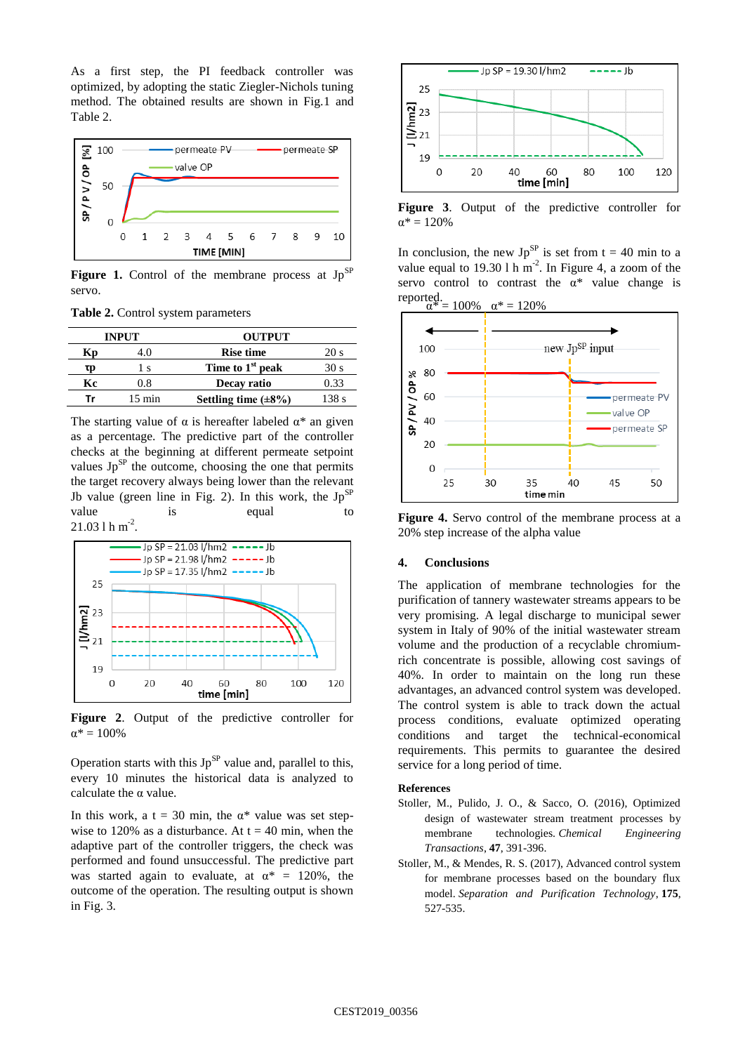As a first step, the PI feedback controller was optimized, by adopting the static Ziegler-Nichols tuning method. The obtained results are shown in Fig.1 and Table 2.

SP / P V / OP [%]
100
50
0
0 1 2 3 4 5 6 7 8 9 10
TIME [MIN]
permeate PV
permeate SP
valve OP

**Figure 1.** Control of the membrane process at $Jp^{SP}$ servo.

**Table 2.** Control system parameters

| INPUT | | OUTPUT | |
|---|---|---|---|
| **Kp** | 4.0 | **Rise time** | 20 s |
| **τp** | 1 s | **Time to 1st peak** | 30 s |
| **Kc** | 0.8 | **Decay ratio** | 0.33 |
| **Tr** | 15 min | **Settling time (±8%)** | 138 s |

The starting value of α is hereafter labeled α* an given as a percentage. The predictive part of the controller checks at the beginning at different permeate setpoint values $Jp^{SP}$ the outcome, choosing the one that permits the target recovery always being lower than the relevant Jb value (green line in Fig. 2). In this work, the $Jp^{SP}$ value is equal to 21.03 l h $m^{-2}$.

Jp SP = 21.03 l/hm2
Jb
Jp SP = 21.98 l/hm2
Jb
Jp SP = 17.35 l/hm2
Jb
J [l/hm2]
25
23
21
19
0 20 40 60 80 100 120
time [min]

**Figure 2**. Output of the predictive controller for α* = 100%

Operation starts with this $Jp^{SP}$ value and, parallel to this, every 10 minutes the historical data is analyzed to calculate the α value.

In this work, a t = 30 min, the α* value was set step-wise to 120% as a disturbance. At t = 40 min, when the adaptive part of the controller triggers, the check was performed and found unsuccessful. The predictive part was started again to evaluate, at α* = 120%, the outcome of the operation. The resulting output is shown in Fig. 3.

Jp SP = 19.30 l/hm2
Jb
J [l/hm2]
25
23
21
19
0 20 40 60 80 100 120
time [min]

**Figure 3**. Output of the predictive controller for α* = 120%

In conclusion, the new $Jp^{SP}$ is set from t = 40 min to a value equal to 19.30 l h $m^{-2}$. In Figure 4, a zoom of the servo control to contrast the α* value change is reported.

α* = 100%
α* = 120%
new $Jp^{SP}$ input
SP / PV / OP %
100
80
60
40
20
0
25 30 35 40 45 50
time min
permeate PV
valve OP
permeate SP

**Figure 4.** Servo control of the membrane process at a 20% step increase of the alpha value

## 4. Conclusions

The application of membrane technologies for the purification of tannery wastewater streams appears to be very promising. A legal discharge to municipal sewer system in Italy of 90% of the initial wastewater stream volume and the production of a recyclable chromium-rich concentrate is possible, allowing cost savings of 40%. In order to maintain on the long run these advantages, an advanced control system was developed. The control system is able to track down the actual process conditions, evaluate optimized operating conditions and target the technical-economical requirements. This permits to guarantee the desired service for a long period of time.

### References

Stoller, M., Pulido, J. O., & Sacco, O. (2016), Optimized design of wastewater stream treatment processes by membrane technologies. *Chemical Engineering Transactions*, **47**, 391-396.

Stoller, M., & Mendes, R. S. (2017), Advanced control system for membrane processes based on the boundary flux model. *Separation and Purification Technology*, **175**, 527-535.